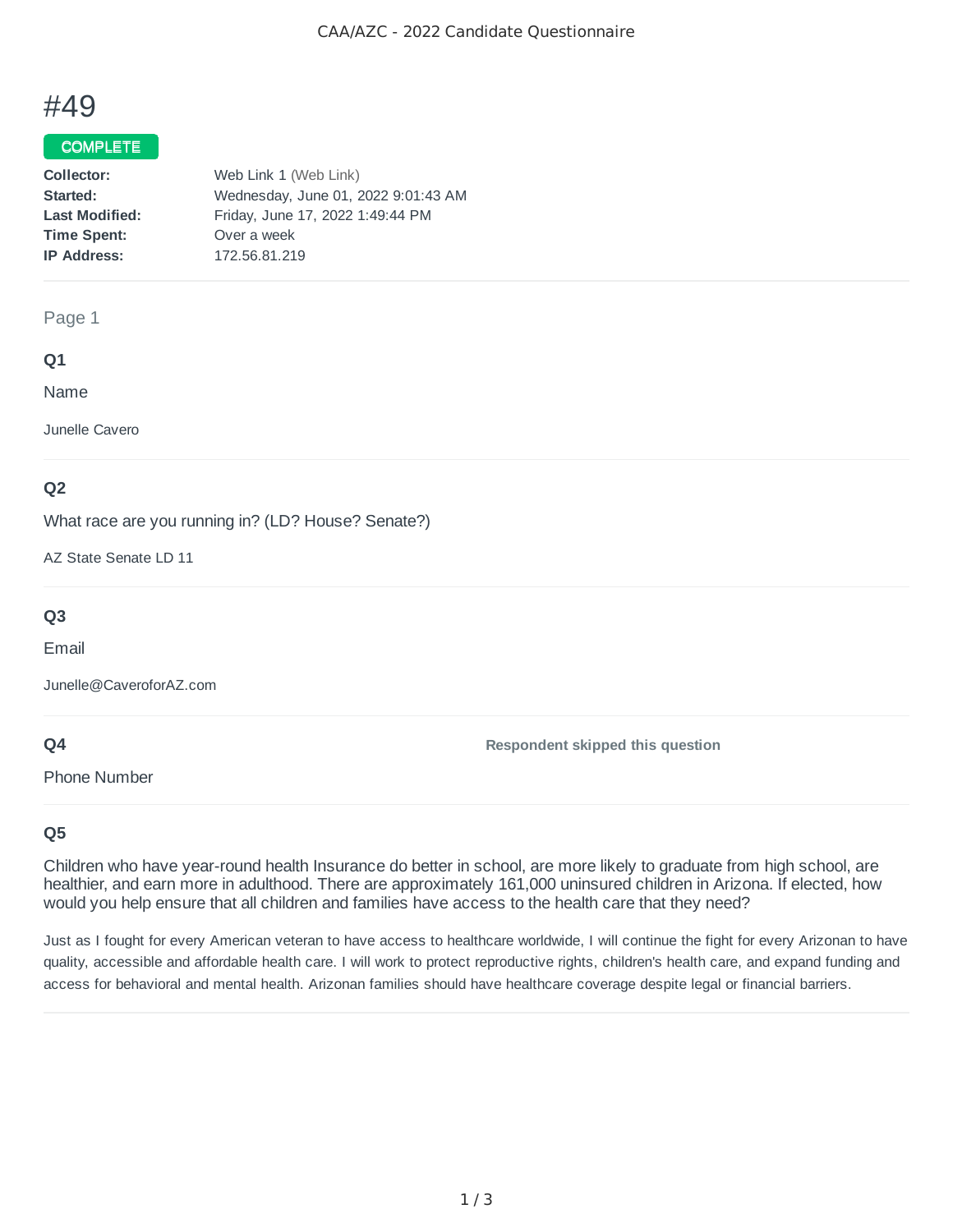# #49

**COMPLETE**

| | |
|---|---|
| **Collector:** | Web Link 1 (Web Link) |
| **Started:** | Wednesday, June 01, 2022 9:01:43 AM |
| **Last Modified:** | Friday, June 17, 2022 1:49:44 PM |
| **Time Spent:** | Over a week |
| **IP Address:** | 172.56.81.219 |

---

Page 1

### Q1

Name

Junelle Cavero

### Q2

What race are you running in? (LD? House? Senate?)

AZ State Senate LD 11

### Q3

Email

Junelle@CaveroforAZ.com

### Q4

Phone Number

**Respondent skipped this question**

### Q5

Children who have year-round health Insurance do better in school, are more likely to graduate from high school, are healthier, and earn more in adulthood. There are approximately 161,000 uninsured children in Arizona. If elected, how would you help ensure that all children and families have access to the health care that they need?

Just as I fought for every American veteran to have access to healthcare worldwide, I will continue the fight for every Arizonan to have quality, accessible and affordable health care. I will work to protect reproductive rights, children's health care, and expand funding and access for behavioral and mental health. Arizonan families should have healthcare coverage despite legal or financial barriers.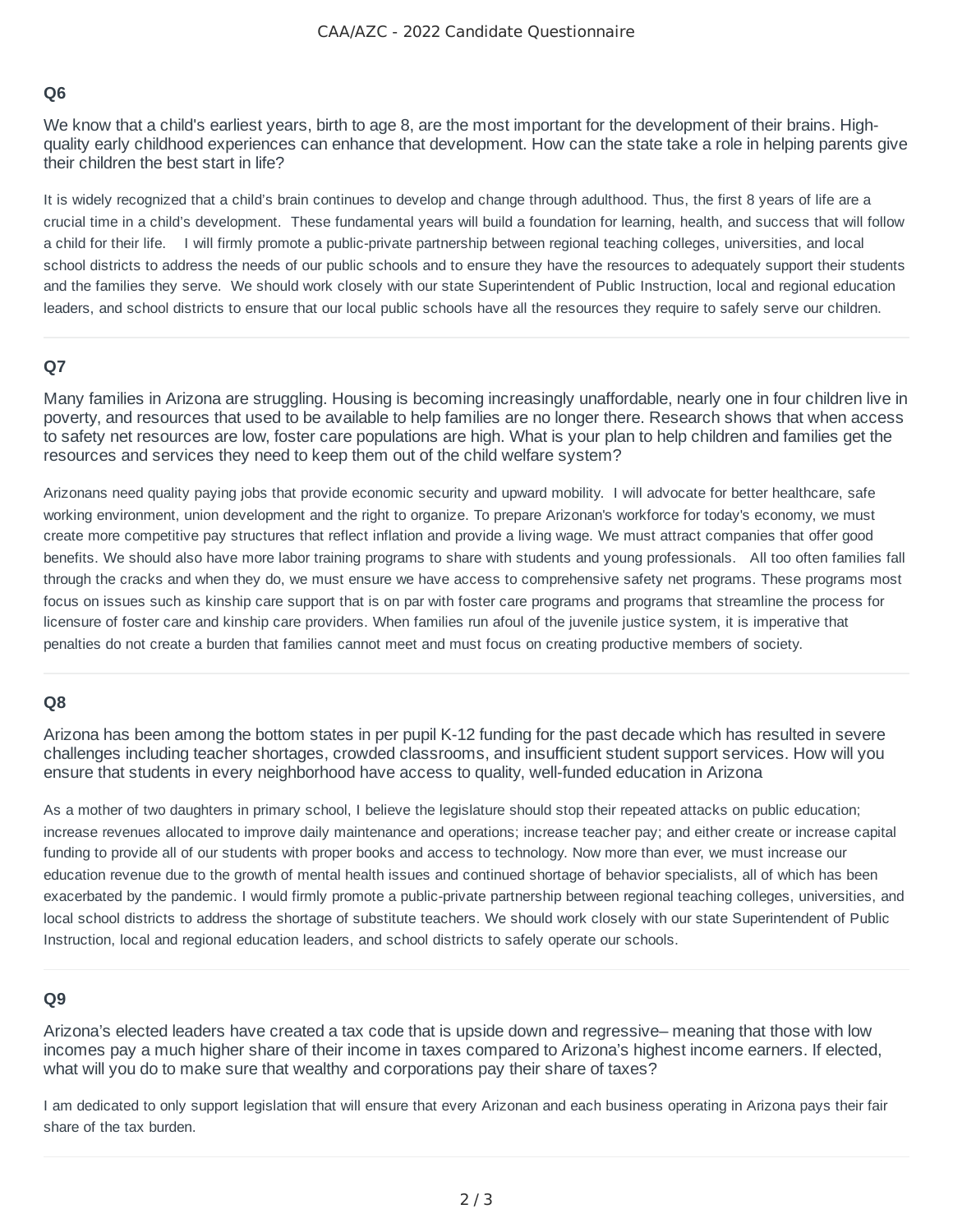### Q6

We know that a child's earliest years, birth to age 8, are the most important for the development of their brains. High-quality early childhood experiences can enhance that development. How can the state take a role in helping parents give their children the best start in life?

It is widely recognized that a child's brain continues to develop and change through adulthood. Thus, the first 8 years of life are a crucial time in a child's development. These fundamental years will build a foundation for learning, health, and success that will follow a child for their life. I will firmly promote a public-private partnership between regional teaching colleges, universities, and local school districts to address the needs of our public schools and to ensure they have the resources to adequately support their students and the families they serve. We should work closely with our state Superintendent of Public Instruction, local and regional education leaders, and school districts to ensure that our local public schools have all the resources they require to safely serve our children.

### Q7

Many families in Arizona are struggling. Housing is becoming increasingly unaffordable, nearly one in four children live in poverty, and resources that used to be available to help families are no longer there. Research shows that when access to safety net resources are low, foster care populations are high. What is your plan to help children and families get the resources and services they need to keep them out of the child welfare system?

Arizonans need quality paying jobs that provide economic security and upward mobility. I will advocate for better healthcare, safe working environment, union development and the right to organize. To prepare Arizonan's workforce for today's economy, we must create more competitive pay structures that reflect inflation and provide a living wage. We must attract companies that offer good benefits. We should also have more labor training programs to share with students and young professionals. All too often families fall through the cracks and when they do, we must ensure we have access to comprehensive safety net programs. These programs most focus on issues such as kinship care support that is on par with foster care programs and programs that streamline the process for licensure of foster care and kinship care providers. When families run afoul of the juvenile justice system, it is imperative that penalties do not create a burden that families cannot meet and must focus on creating productive members of society.

### Q8

Arizona has been among the bottom states in per pupil K-12 funding for the past decade which has resulted in severe challenges including teacher shortages, crowded classrooms, and insufficient student support services. How will you ensure that students in every neighborhood have access to quality, well-funded education in Arizona

As a mother of two daughters in primary school, I believe the legislature should stop their repeated attacks on public education; increase revenues allocated to improve daily maintenance and operations; increase teacher pay; and either create or increase capital funding to provide all of our students with proper books and access to technology. Now more than ever, we must increase our education revenue due to the growth of mental health issues and continued shortage of behavior specialists, all of which has been exacerbated by the pandemic. I would firmly promote a public-private partnership between regional teaching colleges, universities, and local school districts to address the shortage of substitute teachers. We should work closely with our state Superintendent of Public Instruction, local and regional education leaders, and school districts to safely operate our schools.

### Q9

Arizona's elected leaders have created a tax code that is upside down and regressive– meaning that those with low incomes pay a much higher share of their income in taxes compared to Arizona's highest income earners. If elected, what will you do to make sure that wealthy and corporations pay their share of taxes?

I am dedicated to only support legislation that will ensure that every Arizonan and each business operating in Arizona pays their fair share of the tax burden.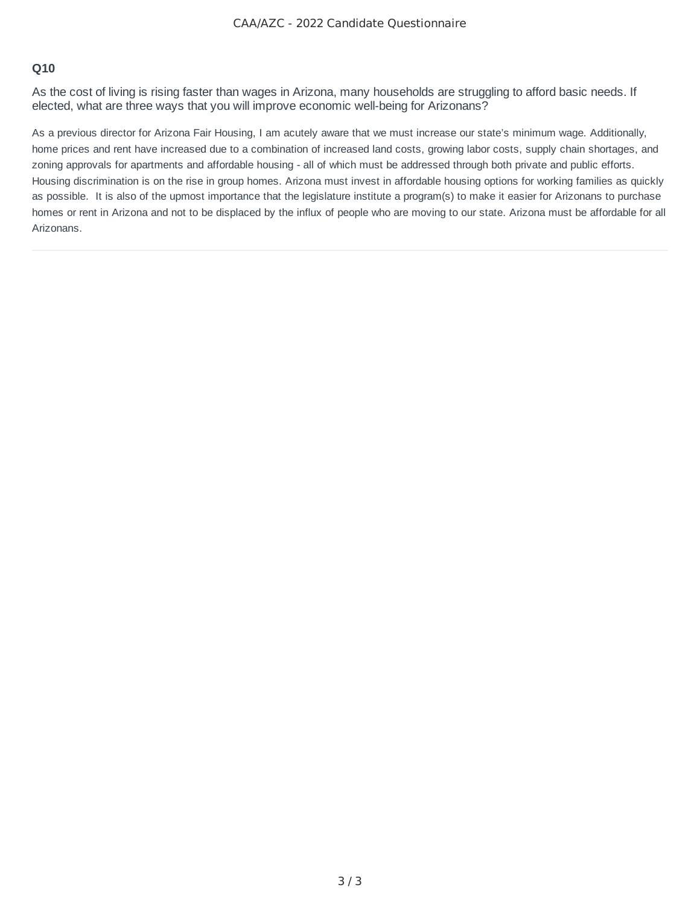**Q10**

As the cost of living is rising faster than wages in Arizona, many households are struggling to afford basic needs. If elected, what are three ways that you will improve economic well-being for Arizonans?

As a previous director for Arizona Fair Housing, I am acutely aware that we must increase our state's minimum wage. Additionally, home prices and rent have increased due to a combination of increased land costs, growing labor costs, supply chain shortages, and zoning approvals for apartments and affordable housing - all of which must be addressed through both private and public efforts. Housing discrimination is on the rise in group homes. Arizona must invest in affordable housing options for working families as quickly as possible. It is also of the upmost importance that the legislature institute a program(s) to make it easier for Arizonans to purchase homes or rent in Arizona and not to be displaced by the influx of people who are moving to our state. Arizona must be affordable for all Arizonans.